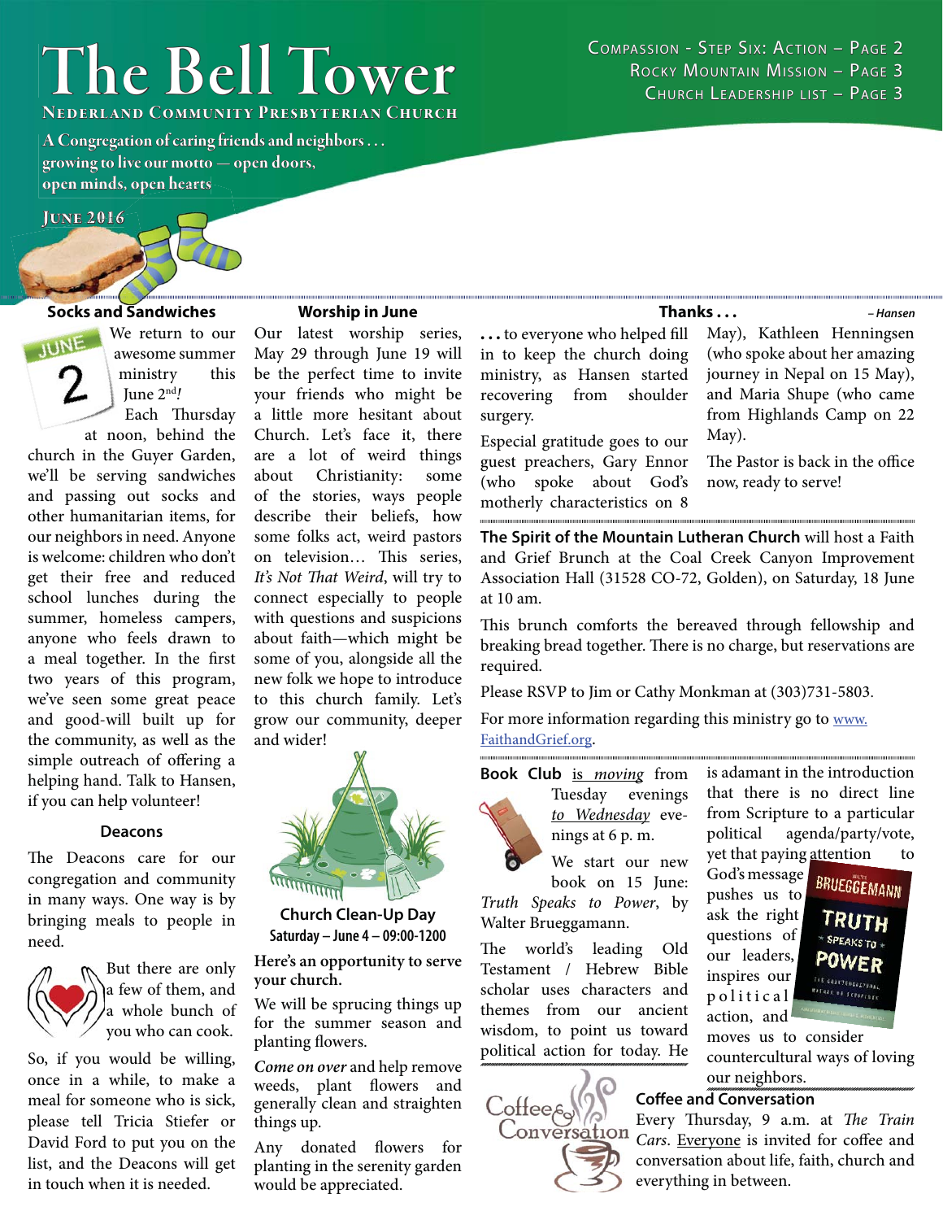# The Bell Tower

**Nederland Community Presbyterian Church**

A Congregation of caring friends and neighbors . . . growing to live our motto — open doors, open minds, open hearts

**June 2016**

Compassion - Step Six: Action – Page 2
Rocky Mountain Mission – Page 3
Church Leadership List – Page 3

## Socks and Sandwiches

June 2

We return to our awesome summer ministry this June 2nd*!*

Each Thursday at noon, behind the church in the Guyer Garden, we'll be serving sandwiches and passing out socks and other humanitarian items, for our neighbors in need. Anyone is welcome: children who don't get their free and reduced school lunches during the summer, homeless campers, anyone who feels drawn to a meal together. In the first two years of this program, we've seen some great peace and good-will built up for the community, as well as the simple outreach of offering a helping hand. Talk to Hansen, if you can help volunteer!

## Deacons

The Deacons care for our congregation and community in many ways. One way is by bringing meals to people in need.

But there are only a few of them, and a whole bunch of you who can cook.

So, if you would be willing, once in a while, to make a meal for someone who is sick, please tell Tricia Stiefer or David Ford to put you on the list, and the Deacons will get in touch when it is needed.

## Worship in June

Our latest worship series, May 29 through June 19 will be the perfect time to invite your friends who might be a little more hesitant about Church. Let's face it, there are a lot of weird things about Christianity: some of the stories, ways people describe their beliefs, how some folks act, weird pastors on television… This series, *It's Not That Weird*, will try to connect especially to people with questions and suspicions about faith—which might be some of you, alongside all the new folk we hope to introduce to this church family. Let's grow our community, deeper and wider!

## Church Clean-Up Day

**Saturday – June 4 – 09:00-1200**

**Here's an opportunity to serve your church.**

We will be sprucing things up for the summer season and planting flowers.

*Come on over* and help remove weeds, plant flowers and generally clean and straighten things up.

Any donated flowers for planting in the serenity garden would be appreciated.

## Thanks . . .

**. . .** to everyone who helped fill in to keep the church doing ministry, as Hansen started recovering from shoulder surgery.

Especial gratitude goes to our guest preachers, Gary Ennor (who spoke about God's motherly characteristics on 8 May), Kathleen Henningsen (who spoke about her amazing journey in Nepal on 15 May), and Maria Shupe (who came from Highlands Camp on 22 May).

The Pastor is back in the office now, ready to serve!

*– Hansen*

**The Spirit of the Mountain Lutheran Church** will host a Faith and Grief Brunch at the Coal Creek Canyon Improvement Association Hall (31528 CO-72, Golden), on Saturday, 18 June at 10 am.

This brunch comforts the bereaved through fellowship and breaking bread together. There is no charge, but reservations are required.

Please RSVP to Jim or Cathy Monkman at (303)731-5803.

For more information regarding this ministry go to www.FaithandGrief.org.

**Book Club** is *moving* from Tuesday evenings *to Wednesday* evenings at 6 p. m.

We start our new book on 15 June: *Truth Speaks to Power*, by Walter Brueggemann.

The world's leading Old Testament / Hebrew Bible scholar uses characters and themes from our ancient wisdom, to point us toward political action for today. He is adamant in the introduction that there is no direct line from Scripture to a particular political agenda/party/vote, yet that paying attention to God's message pushes us to ask the right questions of our leaders, inspires our political action, and moves us to consider countercultural ways of loving our neighbors.

## Coffee and Conversation

Every Thursday, 9 a.m. at *The Train Cars*. Everyone is invited for coffee and conversation about life, faith, church and everything in between.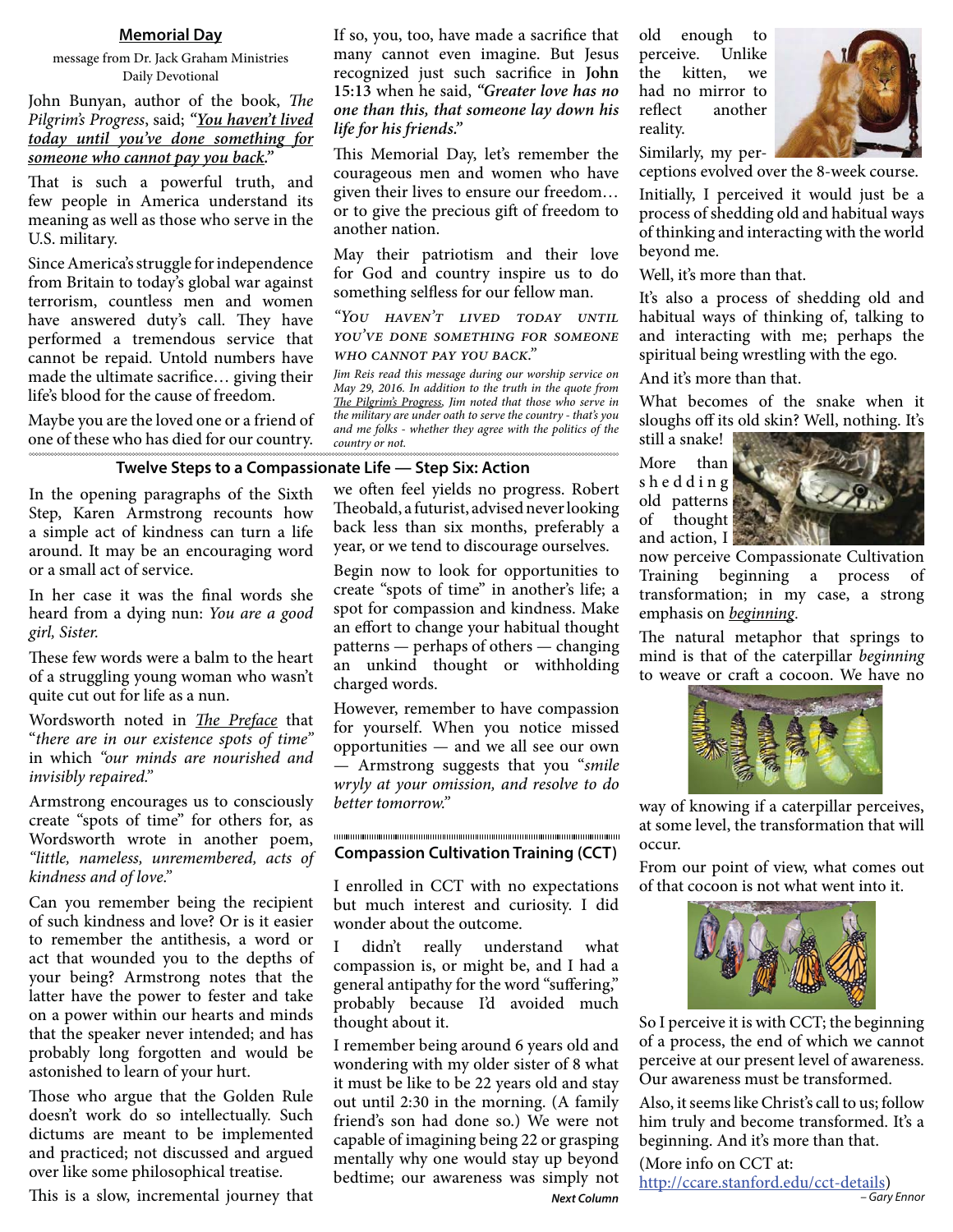## Memorial Day

message from Dr. Jack Graham Ministries
Daily Devotional

John Bunyan, author of the book, *The Pilgrim's Progress*, said; ***"You haven't lived today until you've done something for someone who cannot pay you back."***

That is such a powerful truth, and few people in America understand its meaning as well as those who serve in the U.S. military.

Since America's struggle for independence from Britain to today's global war against terrorism, countless men and women have answered duty's call. They have performed a tremendous service that cannot be repaid. Untold numbers have made the ultimate sacrifice… giving their life's blood for the cause of freedom.

Maybe you are the loved one or a friend of one of these who has died for our country.

If so, you, too, have made a sacrifice that many cannot even imagine. But Jesus recognized just such sacrifice in **John 15:13** when he said, ***"Greater love has no one than this, that someone lay down his life for his friends."***

This Memorial Day, let's remember the courageous men and women who have given their lives to ensure our freedom… or to give the precious gift of freedom to another nation.

May their patriotism and their love for God and country inspire us to do something selfless for our fellow man.

*"You haven't lived today until you've done something for someone who cannot pay you back."*

*Jim Reis read this message during our worship service on May 29, 2016. In addition to the truth in the quote from The Pilgrim's Progress, Jim noted that those who serve in the military are under oath to serve the country - that's you and me folks - whether they agree with the politics of the country or not.*

old enough to perceive. Unlike the kitten, we had no mirror to reflect another reality.

Similarly, my perceptions evolved over the 8-week course.

Initially, I perceived it would just be a process of shedding old and habitual ways of thinking and interacting with the world beyond me.

Well, it's more than that.

It's also a process of shedding old and habitual ways of thinking of, talking to and interacting with me; perhaps the spiritual being wrestling with the ego.

And it's more than that.

What becomes of the snake when it sloughs off its old skin? Well, nothing. It's still a snake!

More than shedding old patterns of thought and action, I now perceive Compassionate Cultivation Training beginning a process of transformation; in my case, a strong emphasis on ***beginning***.

The natural metaphor that springs to mind is that of the caterpillar *beginning* to weave or craft a cocoon. We have no way of knowing if a caterpillar perceives, at some level, the transformation that will occur.

From our point of view, what comes out of that cocoon is not what went into it.

So I perceive it is with CCT; the beginning of a process, the end of which we cannot perceive at our present level of awareness. Our awareness must be transformed.

Also, it seems like Christ's call to us; follow him truly and become transformed. It's a beginning. And it's more than that.

(More info on CCT at: http://ccare.stanford.edu/cct-details)

*– Gary Ennor*

## Twelve Steps to a Compassionate Life — Step Six: Action

In the opening paragraphs of the Sixth Step, Karen Armstrong recounts how a simple act of kindness can turn a life around. It may be an encouraging word or a small act of service.

In her case it was the final words she heard from a dying nun: *You are a good girl, Sister.*

These few words were a balm to the heart of a struggling young woman who wasn't quite cut out for life as a nun.

Wordsworth noted in *The Preface* that "*there are in our existence spots of time*" in which *"our minds are nourished and invisibly repaired."*

Armstrong encourages us to consciously create "spots of time" for others for, as Wordsworth wrote in another poem, *"little, nameless, unremembered, acts of kindness and of love."*

Can you remember being the recipient of such kindness and love? Or is it easier to remember the antithesis, a word or act that wounded you to the depths of your being? Armstrong notes that the latter have the power to fester and take on a power within our hearts and minds that the speaker never intended; and has probably long forgotten and would be astonished to learn of your hurt.

Those who argue that the Golden Rule doesn't work do so intellectually. Such dictums are meant to be implemented and practiced; not discussed and argued over like some philosophical treatise.

This is a slow, incremental journey that we often feel yields no progress. Robert Theobald, a futurist, advised never looking back less than six months, preferably a year, or we tend to discourage ourselves.

Begin now to look for opportunities to create "spots of time" in another's life; a spot for compassion and kindness. Make an effort to change your habitual thought patterns — perhaps of others — changing an unkind thought or withholding charged words.

However, remember to have compassion for yourself. When you notice missed opportunities — and we all see our own — Armstrong suggests that you "*smile wryly at your omission, and resolve to do better tomorrow.*"

## Compassion Cultivation Training (CCT)

I enrolled in CCT with no expectations but much interest and curiosity. I did wonder about the outcome.

I didn't really understand what compassion is, or might be, and I had a general antipathy for the word "suffering," probably because I'd avoided much thought about it.

I remember being around 6 years old and wondering with my older sister of 8 what it must be like to be 22 years old and stay out until 2:30 in the morning. (A family friend's son had done so.) We were not capable of imagining being 22 or grasping mentally why one would stay up beyond bedtime; our awareness was simply not

***Next Column***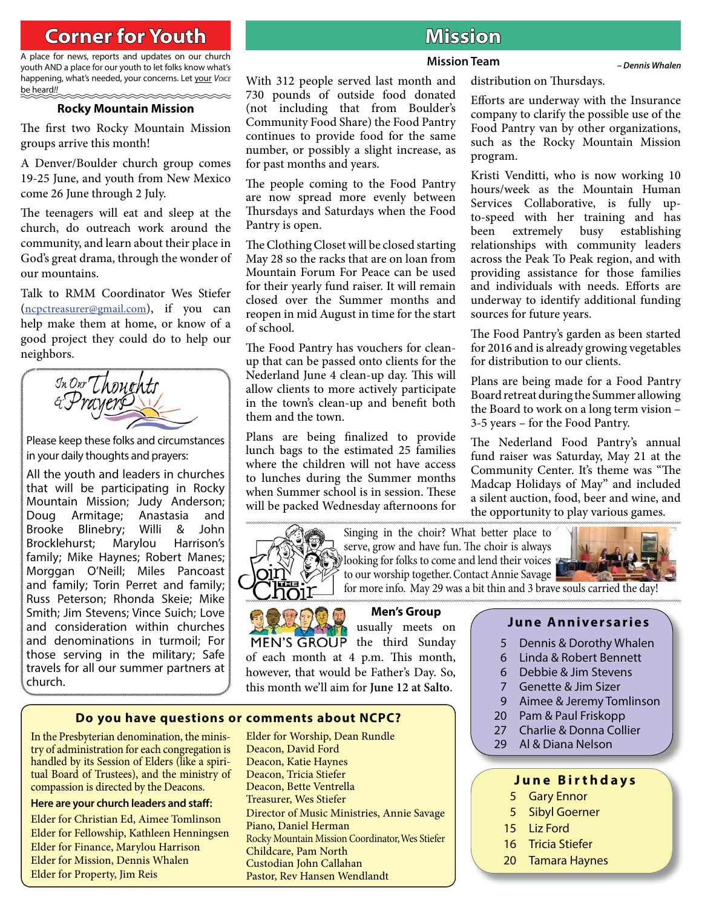## Corner for Youth

A place for news, reports and updates on our church youth AND a place for our youth to let folks know what's happening, what's needed, your concerns. Let your *Voice* be heard!!

### Rocky Mountain Mission

The first two Rocky Mountain Mission groups arrive this month!

A Denver/Boulder church group comes 19-25 June, and youth from New Mexico come 26 June through 2 July.

The teenagers will eat and sleep at the church, do outreach work around the community, and learn about their place in God's great drama, through the wonder of our mountains.

Talk to RMM Coordinator Wes Stiefer (ncpctreasurer@gmail.com), if you can help make them at home, or know of a good project they could do to help our neighbors.

### In Our Thoughts & Prayers

Please keep these folks and circumstances in your daily thoughts and prayers:

All the youth and leaders in churches that will be participating in Rocky Mountain Mission; Judy Anderson; Doug Armitage; Anastasia and Brooke Blinebry; Willi & John Brocklehurst; Marylou Harrison's family; Mike Haynes; Robert Manes; Morggan O'Neill; Miles Pancoast and family; Torin Perret and family; Russ Peterson; Rhonda Skeie; Mike Smith; Jim Stevens; Vince Suich; Love and consideration within churches and denominations in turmoil; For those serving in the military; Safe travels for all our summer partners at church.

## Mission

### Mission Team

*– Dennis Whalen*

With 312 people served last month and 730 pounds of outside food donated (not including that from Boulder's Community Food Share) the Food Pantry continues to provide food for the same number, or possibly a slight increase, as for past months and years.

The people coming to the Food Pantry are now spread more evenly between Thursdays and Saturdays when the Food Pantry is open.

The Clothing Closet will be closed starting May 28 so the racks that are on loan from Mountain Forum For Peace can be used for their yearly fund raiser. It will remain closed over the Summer months and reopen in mid August in time for the start of school.

The Food Pantry has vouchers for clean-up that can be passed onto clients for the Nederland June 4 clean-up day. This will allow clients to more actively participate in the town's clean-up and benefit both them and the town.

Plans are being finalized to provide lunch bags to the estimated 25 families where the children will not have access to lunches during the Summer months when Summer school is in session. These will be packed Wednesday afternoons for distribution on Thursdays.

Efforts are underway with the Insurance company to clarify the possible use of the Food Pantry van by other organizations, such as the Rocky Mountain Mission program.

Kristi Venditti, who is now working 10 hours/week as the Mountain Human Services Collaborative, is fully up-to-speed with her training and has been extremely busy establishing relationships with community leaders across the Peak To Peak region, and with providing assistance for those families and individuals with needs. Efforts are underway to identify additional funding sources for future years.

The Food Pantry's garden as been started for 2016 and is already growing vegetables for distribution to our clients.

Plans are being made for a Food Pantry Board retreat during the Summer allowing the Board to work on a long term vision – 3-5 years – for the Food Pantry.

The Nederland Food Pantry's annual fund raiser was Saturday, May 21 at the Community Center. It's theme was "The Madcap Holidays of May" and included a silent auction, food, beer and wine, and the opportunity to play various games.

### Join the Choir

Singing in the choir? What better place to serve, grow and have fun. The choir is always looking for folks to come and lend their voices to our worship together. Contact Annie Savage for more info. May 29 was a bit thin and 3 brave souls carried the day!

### Men's Group

Men's Group usually meets on the third Sunday of each month at 4 p.m. This month, however, that would be Father's Day. So, this month we'll aim for **June 12 at Salto**.

### June Anniversaries

| | |
|---|---|
| 5 | Dennis & Dorothy Whalen |
| 6 | Linda & Robert Bennett |
| 6 | Debbie & Jim Stevens |
| 7 | Genette & Jim Sizer |
| 9 | Aimee & Jeremy Tomlinson |
| 20 | Pam & Paul Friskopp |
| 27 | Charlie & Donna Collier |
| 29 | Al & Diana Nelson |

### June Birthdays

| | |
|---|---|
| 5 | Gary Ennor |
| 5 | Sibyl Goerner |
| 15 | Liz Ford |
| 16 | Tricia Stiefer |
| 20 | Tamara Haynes |

### Do you have questions or comments about NCPC?

In the Presbyterian denomination, the ministry of administration for each congregation is handled by its Session of Elders (like a spiritual Board of Trustees), and the ministry of compassion is directed by the Deacons.

**Here are your church leaders and staff:**

Elder for Christian Ed, Aimee Tomlinson
Elder for Fellowship, Kathleen Henningsen
Elder for Finance, Marylou Harrison
Elder for Mission, Dennis Whalen
Elder for Property, Jim Reis
Elder for Worship, Dean Rundle
Deacon, David Ford
Deacon, Katie Haynes
Deacon, Tricia Stiefer
Deacon, Bette Ventrella
Treasurer, Wes Stiefer
Director of Music Ministries, Annie Savage
Piano, Daniel Herman
Rocky Mountain Mission Coordinator, Wes Stiefer
Childcare, Pam North
Custodian John Callahan
Pastor, Rev Hansen Wendlandt